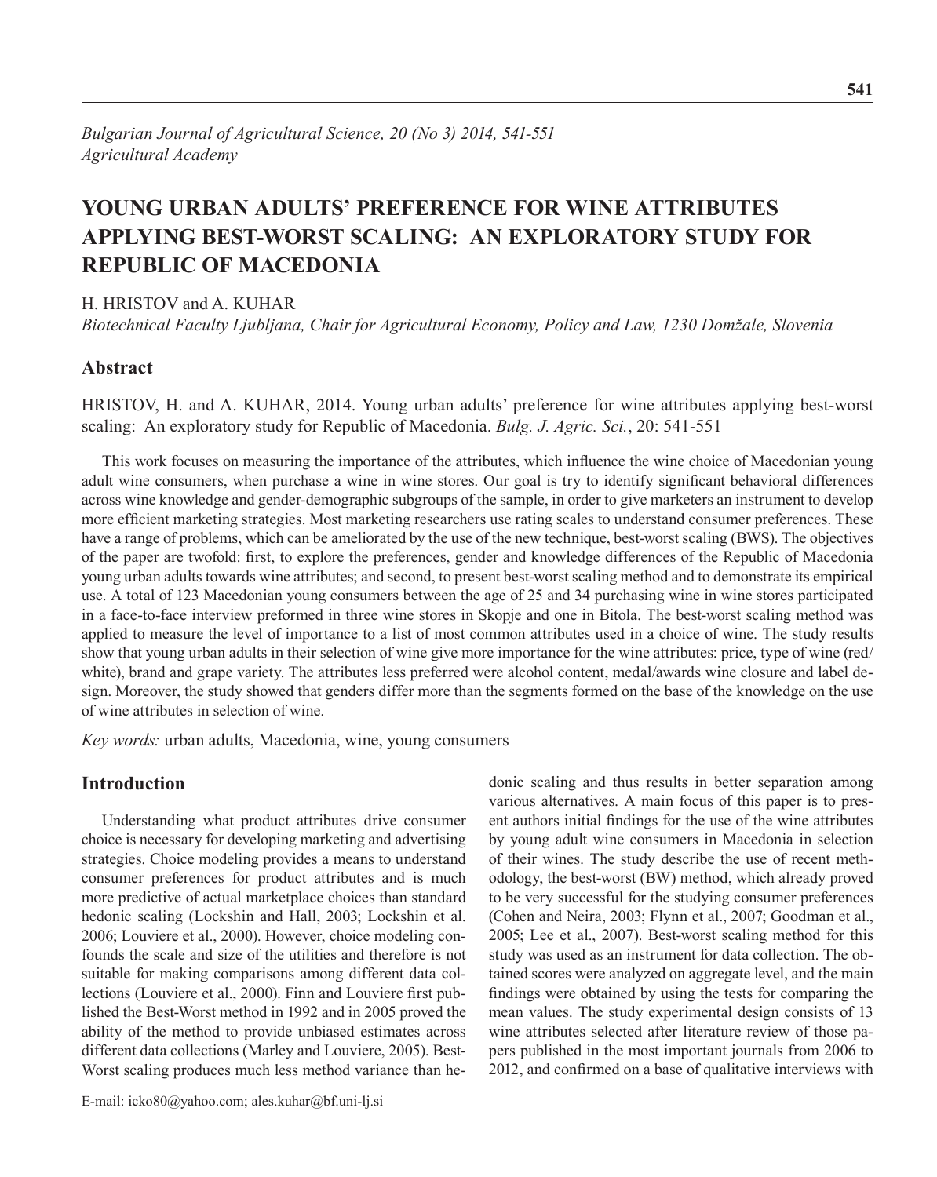*Bulgarian Journal of Agricultural Science, 20 (No 3) 2014, 541-551*
*Agricultural Academy*

# YOUNG URBAN ADULTS' PREFERENCE FOR WINE ATTRIBUTES APPLYING BEST-WORST SCALING: AN EXPLORATORY STUDY FOR REPUBLIC OF MACEDONIA

H. HRISTOV and A. KUHAR

*Biotechnical Faculty Ljubljana, Chair for Agricultural Economy, Policy and Law, 1230 Domžale, Slovenia*

## Abstract

HRISTOV, H. and A. KUHAR, 2014. Young urban adults' preference for wine attributes applying best-worst scaling: An exploratory study for Republic of Macedonia. *Bulg. J. Agric. Sci.*, 20: 541-551

This work focuses on measuring the importance of the attributes, which influence the wine choice of Macedonian young adult wine consumers, when purchase a wine in wine stores. Our goal is try to identify significant behavioral differences across wine knowledge and gender-demographic subgroups of the sample, in order to give marketers an instrument to develop more efficient marketing strategies. Most marketing researchers use rating scales to understand consumer preferences. These have a range of problems, which can be ameliorated by the use of the new technique, best-worst scaling (BWS). The objectives of the paper are twofold: first, to explore the preferences, gender and knowledge differences of the Republic of Macedonia young urban adults towards wine attributes; and second, to present best-worst scaling method and to demonstrate its empirical use. A total of 123 Macedonian young consumers between the age of 25 and 34 purchasing wine in wine stores participated in a face-to-face interview preformed in three wine stores in Skopje and one in Bitola. The best-worst scaling method was applied to measure the level of importance to a list of most common attributes used in a choice of wine. The study results show that young urban adults in their selection of wine give more importance for the wine attributes: price, type of wine (red/white), brand and grape variety. The attributes less preferred were alcohol content, medal/awards wine closure and label design. Moreover, the study showed that genders differ more than the segments formed on the base of the knowledge on the use of wine attributes in selection of wine.

*Key words:* urban adults, Macedonia, wine, young consumers

## Introduction

Understanding what product attributes drive consumer choice is necessary for developing marketing and advertising strategies. Choice modeling provides a means to understand consumer preferences for product attributes and is much more predictive of actual marketplace choices than standard hedonic scaling (Lockshin and Hall, 2003; Lockshin et al. 2006; Louviere et al., 2000). However, choice modeling confounds the scale and size of the utilities and therefore is not suitable for making comparisons among different data collections (Louviere et al., 2000). Finn and Louviere first published the Best-Worst method in 1992 and in 2005 proved the ability of the method to provide unbiased estimates across different data collections (Marley and Louviere, 2005). Best-Worst scaling produces much less method variance than hedonic scaling and thus results in better separation among various alternatives. A main focus of this paper is to present authors initial findings for the use of the wine attributes by young adult wine consumers in Macedonia in selection of their wines. The study describe the use of recent methodology, the best-worst (BW) method, which already proved to be very successful for the studying consumer preferences (Cohen and Neira, 2003; Flynn et al., 2007; Goodman et al., 2005; Lee et al., 2007). Best-worst scaling method for this study was used as an instrument for data collection. The obtained scores were analyzed on aggregate level, and the main findings were obtained by using the tests for comparing the mean values. The study experimental design consists of 13 wine attributes selected after literature review of those papers published in the most important journals from 2006 to 2012, and confirmed on a base of qualitative interviews with

E-mail: icko80@yahoo.com; ales.kuhar@bf.uni-lj.si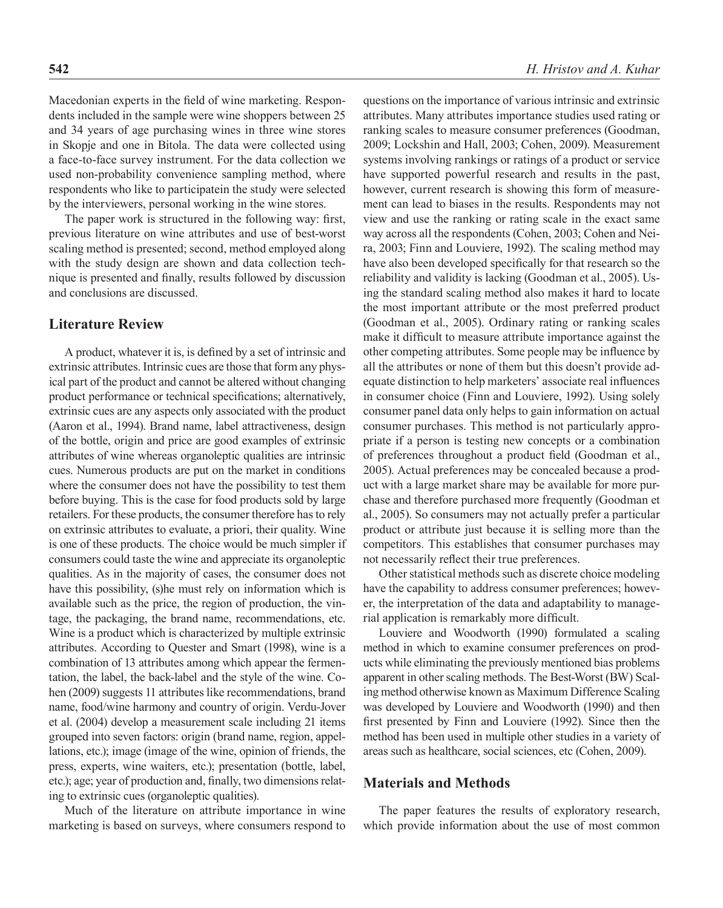Macedonian experts in the field of wine marketing. Respondents included in the sample were wine shoppers between 25 and 34 years of age purchasing wines in three wine stores in Skopje and one in Bitola. The data were collected using a face-to-face survey instrument. For the data collection we used non-probability convenience sampling method, where respondents who like to participatein the study were selected by the interviewers, personal working in the wine stores.

The paper work is structured in the following way: first, previous literature on wine attributes and use of best-worst scaling method is presented; second, method employed along with the study design are shown and data collection technique is presented and finally, results followed by discussion and conclusions are discussed.

## Literature Review

A product, whatever it is, is defined by a set of intrinsic and extrinsic attributes. Intrinsic cues are those that form any physical part of the product and cannot be altered without changing product performance or technical specifications; alternatively, extrinsic cues are any aspects only associated with the product (Aaron et al., 1994). Brand name, label attractiveness, design of the bottle, origin and price are good examples of extrinsic attributes of wine whereas organoleptic qualities are intrinsic cues. Numerous products are put on the market in conditions where the consumer does not have the possibility to test them before buying. This is the case for food products sold by large retailers. For these products, the consumer therefore has to rely on extrinsic attributes to evaluate, a priori, their quality. Wine is one of these products. The choice would be much simpler if consumers could taste the wine and appreciate its organoleptic qualities. As in the majority of cases, the consumer does not have this possibility, (s)he must rely on information which is available such as the price, the region of production, the vintage, the packaging, the brand name, recommendations, etc. Wine is a product which is characterized by multiple extrinsic attributes. According to Quester and Smart (1998), wine is a combination of 13 attributes among which appear the fermentation, the label, the back-label and the style of the wine. Cohen (2009) suggests 11 attributes like recommendations, brand name, food/wine harmony and country of origin. Verdu-Jover et al. (2004) develop a measurement scale including 21 items grouped into seven factors: origin (brand name, region, appellations, etc.); image (image of the wine, opinion of friends, the press, experts, wine waiters, etc.); presentation (bottle, label, etc.); age; year of production and, finally, two dimensions relating to extrinsic cues (organoleptic qualities).

Much of the literature on attribute importance in wine marketing is based on surveys, where consumers respond to questions on the importance of various intrinsic and extrinsic attributes. Many attributes importance studies used rating or ranking scales to measure consumer preferences (Goodman, 2009; Lockshin and Hall, 2003; Cohen, 2009). Measurement systems involving rankings or ratings of a product or service have supported powerful research and results in the past, however, current research is showing this form of measurement can lead to biases in the results. Respondents may not view and use the ranking or rating scale in the exact same way across all the respondents (Cohen, 2003; Cohen and Neira, 2003; Finn and Louviere, 1992). The scaling method may have also been developed specifically for that research so the reliability and validity is lacking (Goodman et al., 2005). Using the standard scaling method also makes it hard to locate the most important attribute or the most preferred product (Goodman et al., 2005). Ordinary rating or ranking scales make it difficult to measure attribute importance against the other competing attributes. Some people may be influence by all the attributes or none of them but this doesn't provide adequate distinction to help marketers' associate real influences in consumer choice (Finn and Louviere, 1992). Using solely consumer panel data only helps to gain information on actual consumer purchases. This method is not particularly appropriate if a person is testing new concepts or a combination of preferences throughout a product field (Goodman et al., 2005). Actual preferences may be concealed because a product with a large market share may be available for more purchase and therefore purchased more frequently (Goodman et al., 2005). So consumers may not actually prefer a particular product or attribute just because it is selling more than the competitors. This establishes that consumer purchases may not necessarily reflect their true preferences.

Other statistical methods such as discrete choice modeling have the capability to address consumer preferences; however, the interpretation of the data and adaptability to managerial application is remarkably more difficult.

Louviere and Woodworth (1990) formulated a scaling method in which to examine consumer preferences on products while eliminating the previously mentioned bias problems apparent in other scaling methods. The Best-Worst (BW) Scaling method otherwise known as Maximum Difference Scaling was developed by Louviere and Woodworth (1990) and then first presented by Finn and Louviere (1992). Since then the method has been used in multiple other studies in a variety of areas such as healthcare, social sciences, etc (Cohen, 2009).

## Materials and Methods

The paper features the results of exploratory research, which provide information about the use of most common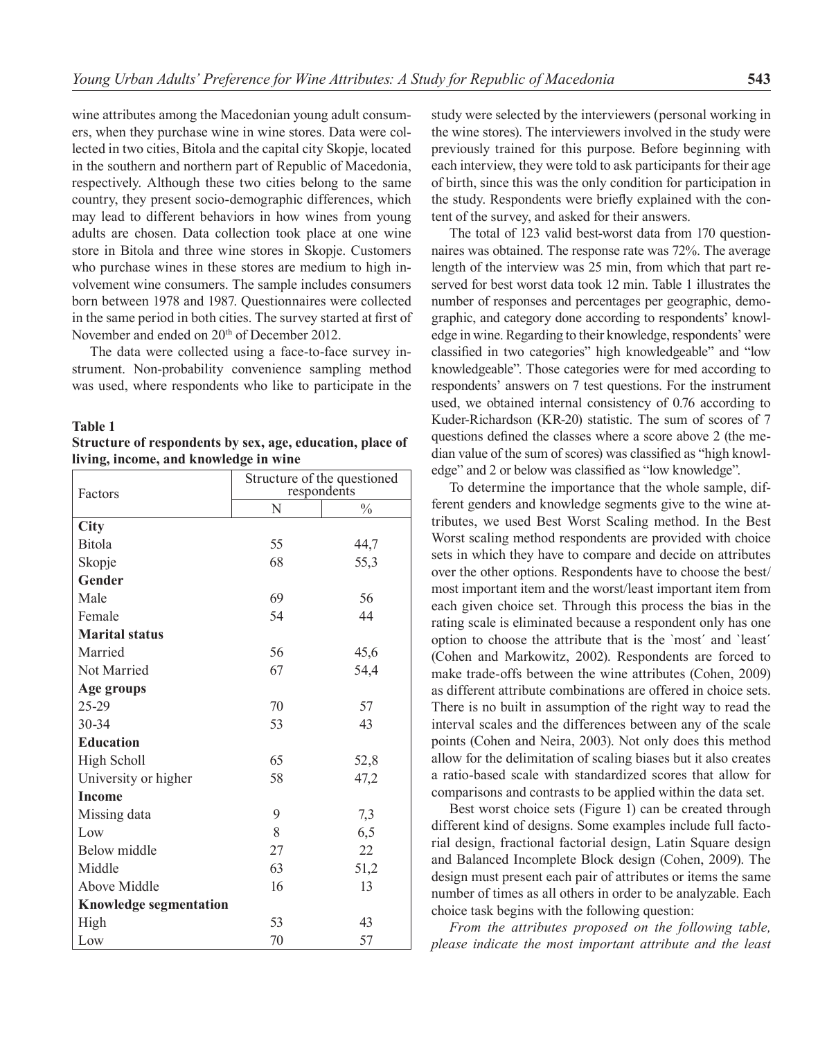wine attributes among the Macedonian young adult consumers, when they purchase wine in wine stores. Data were collected in two cities, Bitola and the capital city Skopje, located in the southern and northern part of Republic of Macedonia, respectively. Although these two cities belong to the same country, they present socio-demographic differences, which may lead to different behaviors in how wines from young adults are chosen. Data collection took place at one wine store in Bitola and three wine stores in Skopje. Customers who purchase wines in these stores are medium to high involvement wine consumers. The sample includes consumers born between 1978 and 1987. Questionnaires were collected in the same period in both cities. The survey started at first of November and ended on 20th of December 2012.

The data were collected using a face-to-face survey instrument. Non-probability convenience sampling method was used, where respondents who like to participate in the study were selected by the interviewers (personal working in the wine stores). The interviewers involved in the study were previously trained for this purpose. Before beginning with each interview, they were told to ask participants for their age of birth, since this was the only condition for participation in the study. Respondents were briefly explained with the content of the survey, and asked for their answers.

**Table 1**
**Structure of respondents by sex, age, education, place of living, income, and knowledge in wine**

| Factors | Structure of the questioned respondents | |
|---|---|---|
| | N | % |
| **City** | | |
| Bitola | 55 | 44,7 |
| Skopje | 68 | 55,3 |
| **Gender** | | |
| Male | 69 | 56 |
| Female | 54 | 44 |
| **Marital status** | | |
| Married | 56 | 45,6 |
| Not Married | 67 | 54,4 |
| **Age groups** | | |
| 25-29 | 70 | 57 |
| 30-34 | 53 | 43 |
| **Education** | | |
| High Scholl | 65 | 52,8 |
| University or higher | 58 | 47,2 |
| **Income** | | |
| Missing data | 9 | 7,3 |
| Low | 8 | 6,5 |
| Below middle | 27 | 22 |
| Middle | 63 | 51,2 |
| Above Middle | 16 | 13 |
| **Knowledge segmentation** | | |
| High | 53 | 43 |
| Low | 70 | 57 |

The total of 123 valid best-worst data from 170 questionnaires was obtained. The response rate was 72%. The average length of the interview was 25 min, from which that part reserved for best worst data took 12 min. Table 1 illustrates the number of responses and percentages per geographic, demographic, and category done according to respondents' knowledge in wine. Regarding to their knowledge, respondents' were classified in two categories" high knowledgeable" and "low knowledgeable". Those categories were for med according to respondents' answers on 7 test questions. For the instrument used, we obtained internal consistency of 0.76 according to Kuder-Richardson (KR-20) statistic. The sum of scores of 7 questions defined the classes where a score above 2 (the median value of the sum of scores) was classified as "high knowledge" and 2 or below was classified as "low knowledge".

To determine the importance that the whole sample, different genders and knowledge segments give to the wine attributes, we used Best Worst Scaling method. In the Best Worst scaling method respondents are provided with choice sets in which they have to compare and decide on attributes over the other options. Respondents have to choose the best/most important item and the worst/least important item from each given choice set. Through this process the bias in the rating scale is eliminated because a respondent only has one option to choose the attribute that is the `most´ and `least´ (Cohen and Markowitz, 2002). Respondents are forced to make trade-offs between the wine attributes (Cohen, 2009) as different attribute combinations are offered in choice sets. There is no built in assumption of the right way to read the interval scales and the differences between any of the scale points (Cohen and Neira, 2003). Not only does this method allow for the delimitation of scaling biases but it also creates a ratio-based scale with standardized scores that allow for comparisons and contrasts to be applied within the data set.

Best worst choice sets (Figure 1) can be created through different kind of designs. Some examples include full factorial design, fractional factorial design, Latin Square design and Balanced Incomplete Block design (Cohen, 2009). The design must present each pair of attributes or items the same number of times as all others in order to be analyzable. Each choice task begins with the following question:

*From the attributes proposed on the following table, please indicate the most important attribute and the least*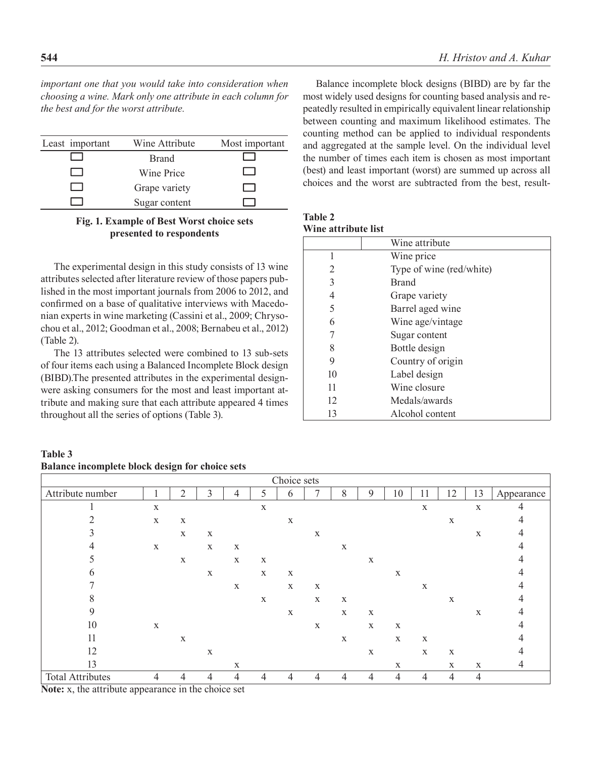*important one that you would take into consideration when choosing a wine. Mark only one attribute in each column for the best and for the worst attribute.*

| Least important | Wine Attribute | Most important |
|---|---|---|
| ☐ | Brand | ☐ |
| ☐ | Wine Price | ☐ |
| ☐ | Grape variety | ☐ |
| ☐ | Sugar content | ☐ |

**Fig. 1. Example of Best Worst choice sets presented to respondents**

The experimental design in this study consists of 13 wine attributes selected after literature review of those papers published in the most important journals from 2006 to 2012, and confirmed on a base of qualitative interviews with Macedonian experts in wine marketing (Cassini et al., 2009; Chrysochou et al., 2012; Goodman et al., 2008; Bernabeu et al., 2012) (Table 2).

The 13 attributes selected were combined to 13 sub-sets of four items each using a Balanced Incomplete Block design (BIBD).The presented attributes in the experimental designwere asking consumers for the most and least important attribute and making sure that each attribute appeared 4 times throughout all the series of options (Table 3).

Balance incomplete block designs (BIBD) are by far the most widely used designs for counting based analysis and repeatedly resulted in empirically equivalent linear relationship between counting and maximum likelihood estimates. The counting method can be applied to individual respondents and aggregated at the sample level. On the individual level the number of times each item is chosen as most important (best) and least important (worst) are summed up across all choices and the worst are subtracted from the best, result-

**Table 2**
**Wine attribute list**

| | Wine attribute |
|---|---|
| 1 | Wine price |
| 2 | Type of wine (red/white) |
| 3 | Brand |
| 4 | Grape variety |
| 5 | Barrel aged wine |
| 6 | Wine age/vintage |
| 7 | Sugar content |
| 8 | Bottle design |
| 9 | Country of origin |
| 10 | Label design |
| 11 | Wine closure |
| 12 | Medals/awards |
| 13 | Alcohol content |

**Table 3**
**Balance incomplete block design for choice sets**

| | Choice sets | | | | | | | | | | | | | |
|---|---|---|---|---|---|---|---|---|---|---|---|---|---|---|
| Attribute number | 1 | 2 | 3 | 4 | 5 | 6 | 7 | 8 | 9 | 10 | 11 | 12 | 13 | Appearance |
| 1 | x | | | | x | | | | | | x | | x | 4 |
| 2 | x | x | | | | x | | | | | | x | | 4 |
| 3 | | x | x | | | | x | | | | | | x | 4 |
| 4 | x | | x | x | | | | x | | | | | | 4 |
| 5 | | x | | x | x | | | | x | | | | | 4 |
| 6 | | | x | | x | x | | | | x | | | | 4 |
| 7 | | | | x | | x | x | | | | x | | | 4 |
| 8 | | | | | x | | x | x | | | | x | | 4 |
| 9 | | | | | | x | | x | x | | | | x | 4 |
| 10 | x | | | | | | x | | x | x | | | | 4 |
| 11 | | x | | | | | | x | | x | x | | | 4 |
| 12 | | | x | | | | | | x | | x | x | | 4 |
| 13 | | | | x | | | | | | x | | x | x | 4 |
| Total Attributes | 4 | 4 | 4 | 4 | 4 | 4 | 4 | 4 | 4 | 4 | 4 | 4 | 4 | |

**Note:** x, the attribute appearance in the choice set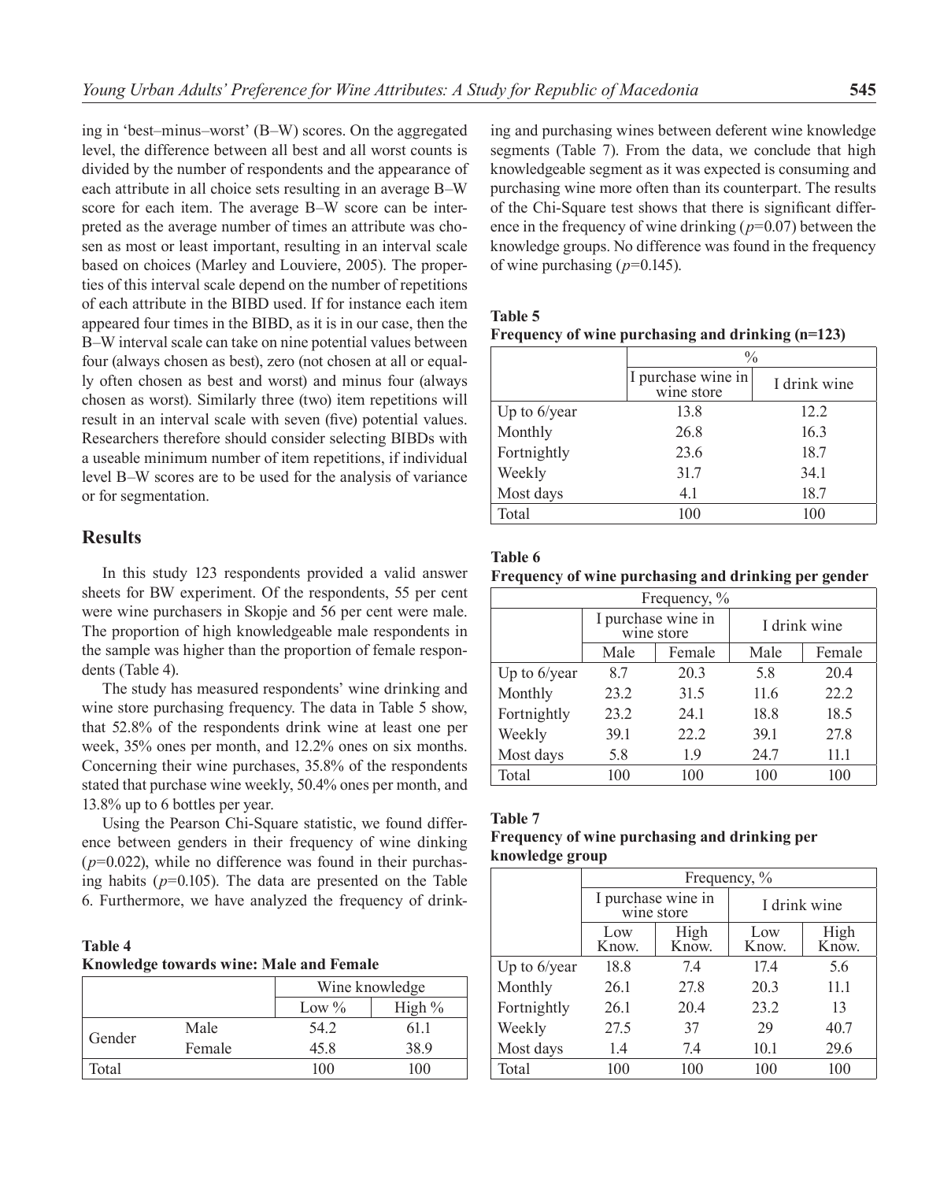ing in 'best–minus–worst' (B–W) scores. On the aggregated level, the difference between all best and all worst counts is divided by the number of respondents and the appearance of each attribute in all choice sets resulting in an average B–W score for each item. The average B–W score can be interpreted as the average number of times an attribute was chosen as most or least important, resulting in an interval scale based on choices (Marley and Louviere, 2005). The properties of this interval scale depend on the number of repetitions of each attribute in the BIBD used. If for instance each item appeared four times in the BIBD, as it is in our case, then the B–W interval scale can take on nine potential values between four (always chosen as best), zero (not chosen at all or equally often chosen as best and worst) and minus four (always chosen as worst). Similarly three (two) item repetitions will result in an interval scale with seven (five) potential values. Researchers therefore should consider selecting BIBDs with a useable minimum number of item repetitions, if individual level B–W scores are to be used for the analysis of variance or for segmentation.

## Results

In this study 123 respondents provided a valid answer sheets for BW experiment. Of the respondents, 55 per cent were wine purchasers in Skopje and 56 per cent were male. The proportion of high knowledgeable male respondents in the sample was higher than the proportion of female respondents (Table 4).

The study has measured respondents' wine drinking and wine store purchasing frequency. The data in Table 5 show, that 52.8% of the respondents drink wine at least one per week, 35% ones per month, and 12.2% ones on six months. Concerning their wine purchases, 35.8% of the respondents stated that purchase wine weekly, 50.4% ones per month, and 13.8% up to 6 bottles per year.

Using the Pearson Chi-Square statistic, we found difference between genders in their frequency of wine dinking ($p$=0.022), while no difference was found in their purchasing habits ($p$=0.105). The data are presented on the Table 6. Furthermore, we have analyzed the frequency of drinking and purchasing wines between deferent wine knowledge segments (Table 7). From the data, we conclude that high knowledgeable segment as it was expected is consuming and purchasing wine more often than its counterpart. The results of the Chi-Square test shows that there is significant difference in the frequency of wine drinking ($p$=0.07) between the knowledge groups. No difference was found in the frequency of wine purchasing ($p$=0.145).

**Table 4**
**Knowledge towards wine: Male and Female**

| | | Wine knowledge | |
|---|---|---|---|
| | | Low % | High % |
| Gender | Male | 54.2 | 61.1 |
| | Female | 45.8 | 38.9 |
| Total | | 100 | 100 |

**Table 5**
**Frequency of wine purchasing and drinking (n=123)**

| | % | |
|---|---|---|
| | I purchase wine in wine store | I drink wine |
| Up to 6/year | 13.8 | 12.2 |
| Monthly | 26.8 | 16.3 |
| Fortnightly | 23.6 | 18.7 |
| Weekly | 31.7 | 34.1 |
| Most days | 4.1 | 18.7 |
| Total | 100 | 100 |

**Table 6**
**Frequency of wine purchasing and drinking per gender**

| | Frequency, % | | | |
|---|---|---|---|---|
| | I purchase wine in wine store | | I drink wine | |
| | Male | Female | Male | Female |
| Up to 6/year | 8.7 | 20.3 | 5.8 | 20.4 |
| Monthly | 23.2 | 31.5 | 11.6 | 22.2 |
| Fortnightly | 23.2 | 24.1 | 18.8 | 18.5 |
| Weekly | 39.1 | 22.2 | 39.1 | 27.8 |
| Most days | 5.8 | 1.9 | 24.7 | 11.1 |
| Total | 100 | 100 | 100 | 100 |

**Table 7**
**Frequency of wine purchasing and drinking per knowledge group**

| | Frequency, % | | | |
|---|---|---|---|---|
| | I purchase wine in wine store | | I drink wine | |
| | Low Know. | High Know. | Low Know. | High Know. |
| Up to 6/year | 18.8 | 7.4 | 17.4 | 5.6 |
| Monthly | 26.1 | 27.8 | 20.3 | 11.1 |
| Fortnightly | 26.1 | 20.4 | 23.2 | 13 |
| Weekly | 27.5 | 37 | 29 | 40.7 |
| Most days | 1.4 | 7.4 | 10.1 | 29.6 |
| Total | 100 | 100 | 100 | 100 |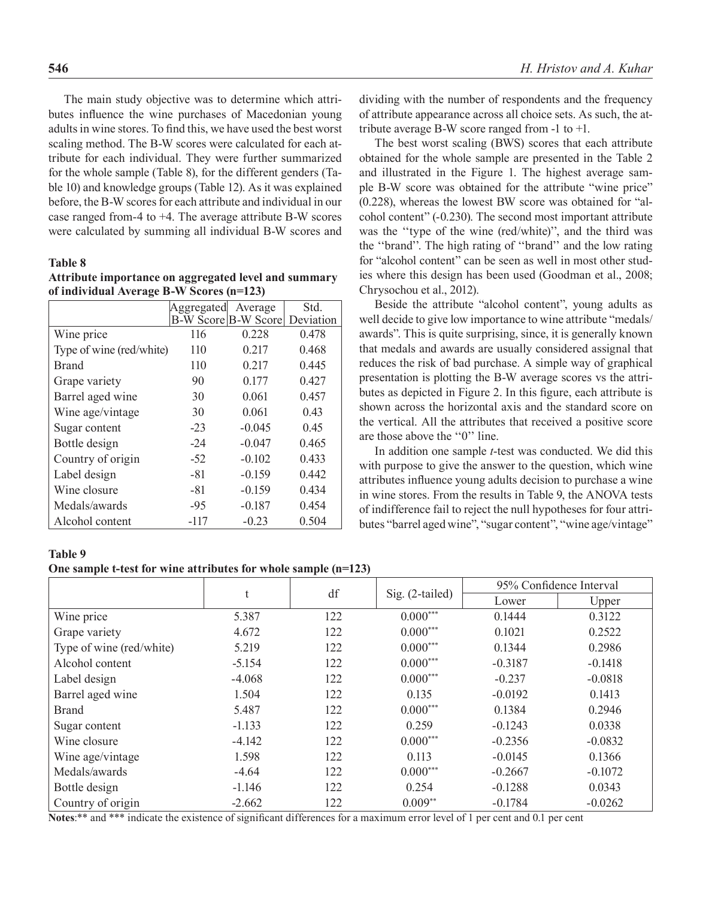The main study objective was to determine which attributes influence the wine purchases of Macedonian young adults in wine stores. To find this, we have used the best worst scaling method. The B-W scores were calculated for each attribute for each individual. They were further summarized for the whole sample (Table 8), for the different genders (Table 10) and knowledge groups (Table 12). As it was explained before, the B-W scores for each attribute and individual in our case ranged from-4 to +4. The average attribute B-W scores were calculated by summing all individual B-W scores and dividing with the number of respondents and the frequency of attribute appearance across all choice sets. As such, the attribute average B-W score ranged from -1 to +1.

**Table 8**
**Attribute importance on aggregated level and summary of individual Average B-W Scores (n=123)**

| | Aggregated B-W Score | Average B-W Score | Std. Deviation |
|---|---|---|---|
| Wine price | 116 | 0.228 | 0.478 |
| Type of wine (red/white) | 110 | 0.217 | 0.468 |
| Brand | 110 | 0.217 | 0.445 |
| Grape variety | 90 | 0.177 | 0.427 |
| Barrel aged wine | 30 | 0.061 | 0.457 |
| Wine age/vintage | 30 | 0.061 | 0.43 |
| Sugar content | -23 | -0.045 | 0.45 |
| Bottle design | -24 | -0.047 | 0.465 |
| Country of origin | -52 | -0.102 | 0.433 |
| Label design | -81 | -0.159 | 0.442 |
| Wine closure | -81 | -0.159 | 0.434 |
| Medals/awards | -95 | -0.187 | 0.454 |
| Alcohol content | -117 | -0.23 | 0.504 |

The best worst scaling (BWS) scores that each attribute obtained for the whole sample are presented in the Table 2 and illustrated in the Figure 1. The highest average sample B-W score was obtained for the attribute "wine price" (0.228), whereas the lowest BW score was obtained for "alcohol content" (-0.230). The second most important attribute was the ''type of the wine (red/white)'', and the third was the ''brand''. The high rating of ''brand'' and the low rating for "alcohol content" can be seen as well in most other studies where this design has been used (Goodman et al., 2008; Chrysochou et al., 2012).

Beside the attribute "alcohol content", young adults as well decide to give low importance to wine attribute "medals/awards". This is quite surprising, since, it is generally known that medals and awards are usually considered assignal that reduces the risk of bad purchase. A simple way of graphical presentation is plotting the B-W average scores vs the attributes as depicted in Figure 2. In this figure, each attribute is shown across the horizontal axis and the standard score on the vertical. All the attributes that received a positive score are those above the ''0'' line.

In addition one sample *t*-test was conducted. We did this with purpose to give the answer to the question, which wine attributes influence young adults decision to purchase a wine in wine stores. From the results in Table 9, the ANOVA tests of indifference fail to reject the null hypotheses for four attributes "barrel aged wine", "sugar content", "wine age/vintage"

**Table 9**
**One sample t-test for wine attributes for whole sample (n=123)**

| | t | df | Sig. (2-tailed) | 95% Confidence Interval | |
|---|---|---|---|---|---|
| | | | | Lower | Upper |
| Wine price | 5.387 | 122 | 0.000*** | 0.1444 | 0.3122 |
| Grape variety | 4.672 | 122 | 0.000*** | 0.1021 | 0.2522 |
| Type of wine (red/white) | 5.219 | 122 | 0.000*** | 0.1344 | 0.2986 |
| Alcohol content | -5.154 | 122 | 0.000*** | -0.3187 | -0.1418 |
| Label design | -4.068 | 122 | 0.000*** | -0.237 | -0.0818 |
| Barrel aged wine | 1.504 | 122 | 0.135 | -0.0192 | 0.1413 |
| Brand | 5.487 | 122 | 0.000*** | 0.1384 | 0.2946 |
| Sugar content | -1.133 | 122 | 0.259 | -0.1243 | 0.0338 |
| Wine closure | -4.142 | 122 | 0.000*** | -0.2356 | -0.0832 |
| Wine age/vintage | 1.598 | 122 | 0.113 | -0.0145 | 0.1366 |
| Medals/awards | -4.64 | 122 | 0.000*** | -0.2667 | -0.1072 |
| Bottle design | -1.146 | 122 | 0.254 | -0.1288 | 0.0343 |
| Country of origin | -2.662 | 122 | 0.009** | -0.1784 | -0.0262 |

**Notes**:** and *** indicate the existence of significant differences for a maximum error level of 1 per cent and 0.1 per cent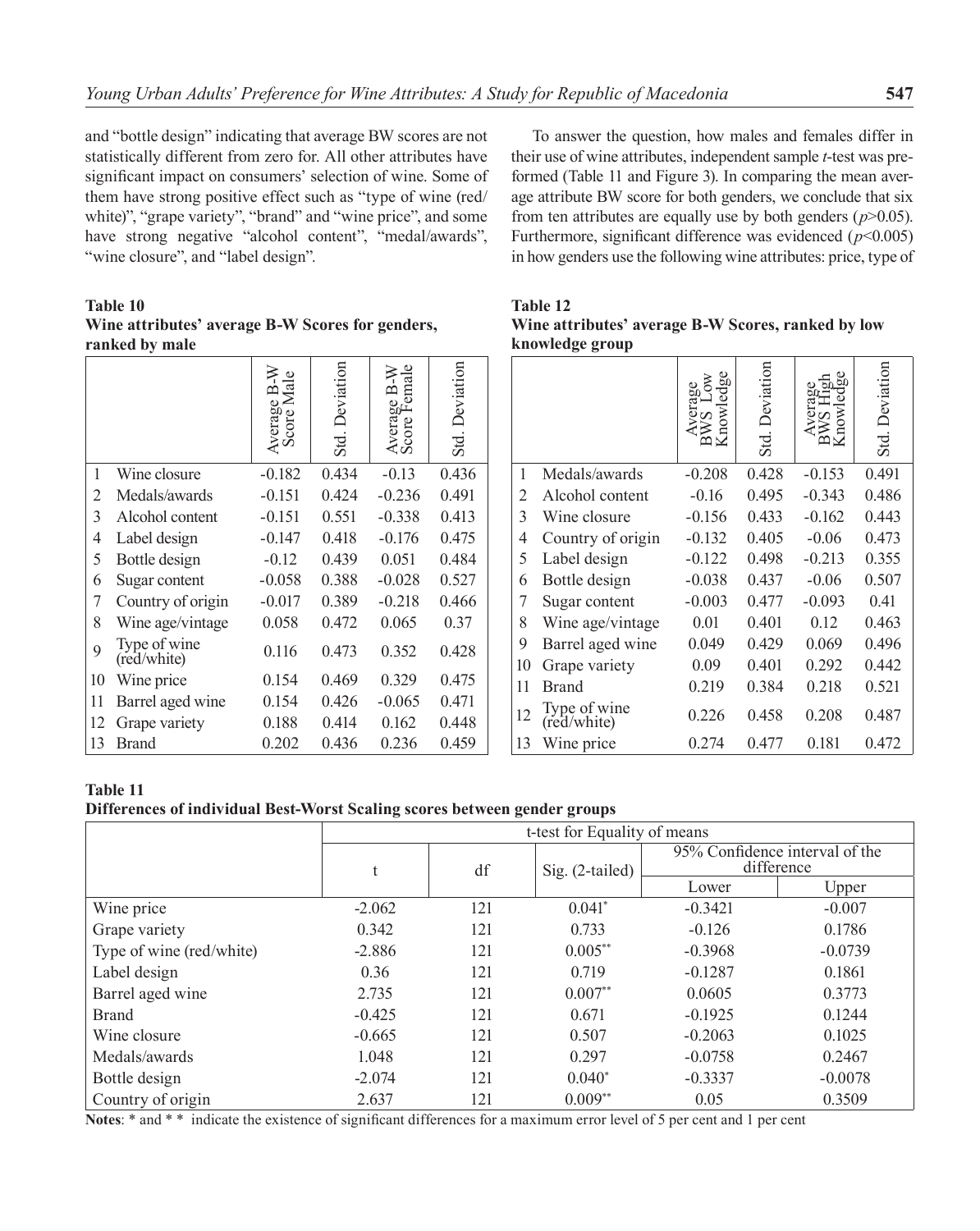and "bottle design" indicating that average BW scores are not statistically different from zero for. All other attributes have significant impact on consumers' selection of wine. Some of them have strong positive effect such as "type of wine (red/white)", "grape variety", "brand" and "wine price", and some have strong negative "alcohol content", "medal/awards", "wine closure", and "label design".

To answer the question, how males and females differ in their use of wine attributes, independent sample *t*-test was preformed (Table 11 and Figure 3). In comparing the mean average attribute BW score for both genders, we conclude that six from ten attributes are equally use by both genders ($p$>0.05). Furthermore, significant difference was evidenced ($p$<0.005) in how genders use the following wine attributes: price, type of

**Table 10**
**Wine attributes' average B-W Scores for genders, ranked by male**

| | | Average B-W Score Male | Std. Deviation | Average B-W Score Female | Std. Deviation |
|---|---|---|---|---|---|
| 1 | Wine closure | -0.182 | 0.434 | -0.13 | 0.436 |
| 2 | Medals/awards | -0.151 | 0.424 | -0.236 | 0.491 |
| 3 | Alcohol content | -0.151 | 0.551 | -0.338 | 0.413 |
| 4 | Label design | -0.147 | 0.418 | -0.176 | 0.475 |
| 5 | Bottle design | -0.12 | 0.439 | 0.051 | 0.484 |
| 6 | Sugar content | -0.058 | 0.388 | -0.028 | 0.527 |
| 7 | Country of origin | -0.017 | 0.389 | -0.218 | 0.466 |
| 8 | Wine age/vintage | 0.058 | 0.472 | 0.065 | 0.37 |
| 9 | Type of wine (red/white) | 0.116 | 0.473 | 0.352 | 0.428 |
| 10 | Wine price | 0.154 | 0.469 | 0.329 | 0.475 |
| 11 | Barrel aged wine | 0.154 | 0.426 | -0.065 | 0.471 |
| 12 | Grape variety | 0.188 | 0.414 | 0.162 | 0.448 |
| 13 | Brand | 0.202 | 0.436 | 0.236 | 0.459 |

**Table 12**
**Wine attributes' average B-W Scores, ranked by low knowledge group**

| | | Average BWS Low Knowledge | Std. Deviation | Average BWS High Knowledge | Std. Deviation |
|---|---|---|---|---|---|
| 1 | Medals/awards | -0.208 | 0.428 | -0.153 | 0.491 |
| 2 | Alcohol content | -0.16 | 0.495 | -0.343 | 0.486 |
| 3 | Wine closure | -0.156 | 0.433 | -0.162 | 0.443 |
| 4 | Country of origin | -0.132 | 0.405 | -0.06 | 0.473 |
| 5 | Label design | -0.122 | 0.498 | -0.213 | 0.355 |
| 6 | Bottle design | -0.038 | 0.437 | -0.06 | 0.507 |
| 7 | Sugar content | -0.003 | 0.477 | -0.093 | 0.41 |
| 8 | Wine age/vintage | 0.01 | 0.401 | 0.12 | 0.463 |
| 9 | Barrel aged wine | 0.049 | 0.429 | 0.069 | 0.496 |
| 10 | Grape variety | 0.09 | 0.401 | 0.292 | 0.442 |
| 11 | Brand | 0.219 | 0.384 | 0.218 | 0.521 |
| 12 | Type of wine (red/white) | 0.226 | 0.458 | 0.208 | 0.487 |
| 13 | Wine price | 0.274 | 0.477 | 0.181 | 0.472 |

**Table 11**
**Differences of individual Best-Worst Scaling scores between gender groups**

| | t-test for Equality of means | | | | |
|---|---|---|---|---|---|
| | t | df | Sig. (2-tailed) | 95% Confidence interval of the difference | |
| | | | | Lower | Upper |
| Wine price | -2.062 | 121 | 0.041* | -0.3421 | -0.007 |
| Grape variety | 0.342 | 121 | 0.733 | -0.126 | 0.1786 |
| Type of wine (red/white) | -2.886 | 121 | 0.005** | -0.3968 | -0.0739 |
| Label design | 0.36 | 121 | 0.719 | -0.1287 | 0.1861 |
| Barrel aged wine | 2.735 | 121 | 0.007** | 0.0605 | 0.3773 |
| Brand | -0.425 | 121 | 0.671 | -0.1925 | 0.1244 |
| Wine closure | -0.665 | 121 | 0.507 | -0.2063 | 0.1025 |
| Medals/awards | 1.048 | 121 | 0.297 | -0.0758 | 0.2467 |
| Bottle design | -2.074 | 121 | 0.040* | -0.3337 | -0.0078 |
| Country of origin | 2.637 | 121 | 0.009** | 0.05 | 0.3509 |

**Notes**: * and * * indicate the existence of significant differences for a maximum error level of 5 per cent and 1 per cent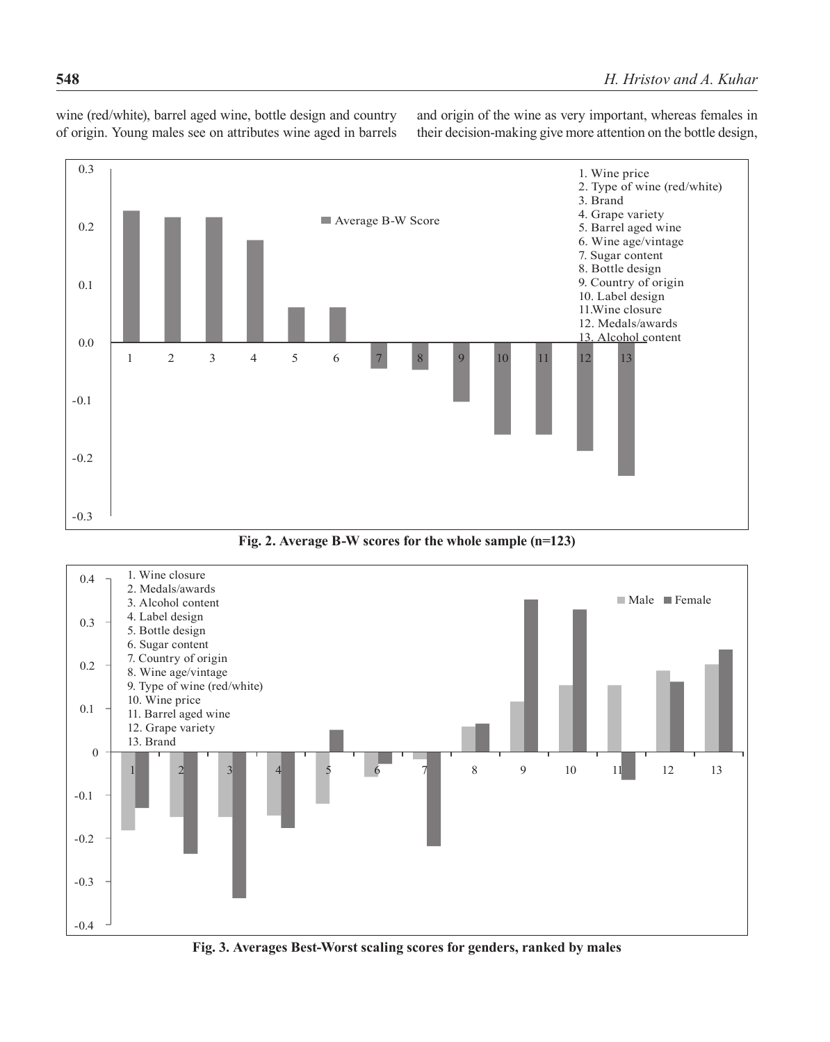wine (red/white), barrel aged wine, bottle design and country of origin. Young males see on attributes wine aged in barrels and origin of the wine as very important, whereas females in their decision-making give more attention on the bottle design,

**Fig. 2. Average B-W scores for the whole sample (n=123)**

**Fig. 3. Averages Best-Worst scaling scores for genders, ranked by males**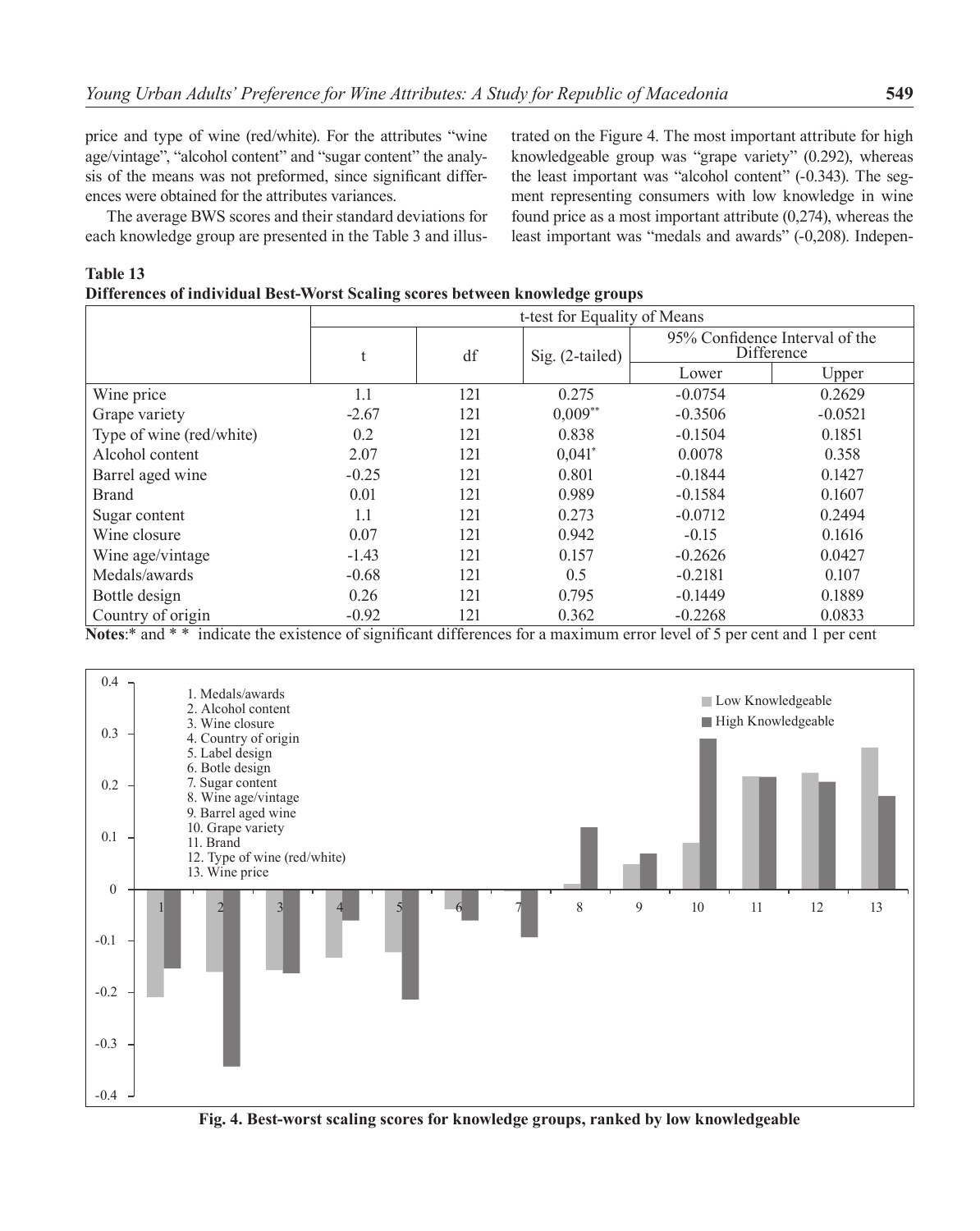price and type of wine (red/white). For the attributes "wine age/vintage", "alcohol content" and "sugar content" the analysis of the means was not preformed, since significant differences were obtained for the attributes variances.

The average BWS scores and their standard deviations for each knowledge group are presented in the Table 3 and illustrated on the Figure 4. The most important attribute for high knowledgeable group was "grape variety" (0.292), whereas the least important was "alcohol content" (-0.343). The segment representing consumers with low knowledge in wine found price as a most important attribute (0,274), whereas the least important was "medals and awards" (-0,208). Indepen-

**Table 13**
**Differences of individual Best-Worst Scaling scores between knowledge groups**

| | t-test for Equality of Means | | | | |
|---|---|---|---|---|---|
| | t | df | Sig. (2-tailed) | 95% Confidence Interval of the Difference | |
| | | | | Lower | Upper |
| Wine price | 1.1 | 121 | 0.275 | -0.0754 | 0.2629 |
| Grape variety | -2.67 | 121 | 0,009** | -0.3506 | -0.0521 |
| Type of wine (red/white) | 0.2 | 121 | 0.838 | -0.1504 | 0.1851 |
| Alcohol content | 2.07 | 121 | 0,041* | 0.0078 | 0.358 |
| Barrel aged wine | -0.25 | 121 | 0.801 | -0.1844 | 0.1427 |
| Brand | 0.01 | 121 | 0.989 | -0.1584 | 0.1607 |
| Sugar content | 1.1 | 121 | 0.273 | -0.0712 | 0.2494 |
| Wine closure | 0.07 | 121 | 0.942 | -0.15 | 0.1616 |
| Wine age/vintage | -1.43 | 121 | 0.157 | -0.2626 | 0.0427 |
| Medals/awards | -0.68 | 121 | 0.5 | -0.2181 | 0.107 |
| Bottle design | 0.26 | 121 | 0.795 | -0.1449 | 0.1889 |
| Country of origin | -0.92 | 121 | 0.362 | -0.2268 | 0.0833 |

**Notes**:* and * * indicate the existence of significant differences for a maximum error level of 5 per cent and 1 per cent

**Fig. 4. Best-worst scaling scores for knowledge groups, ranked by low knowledgeable**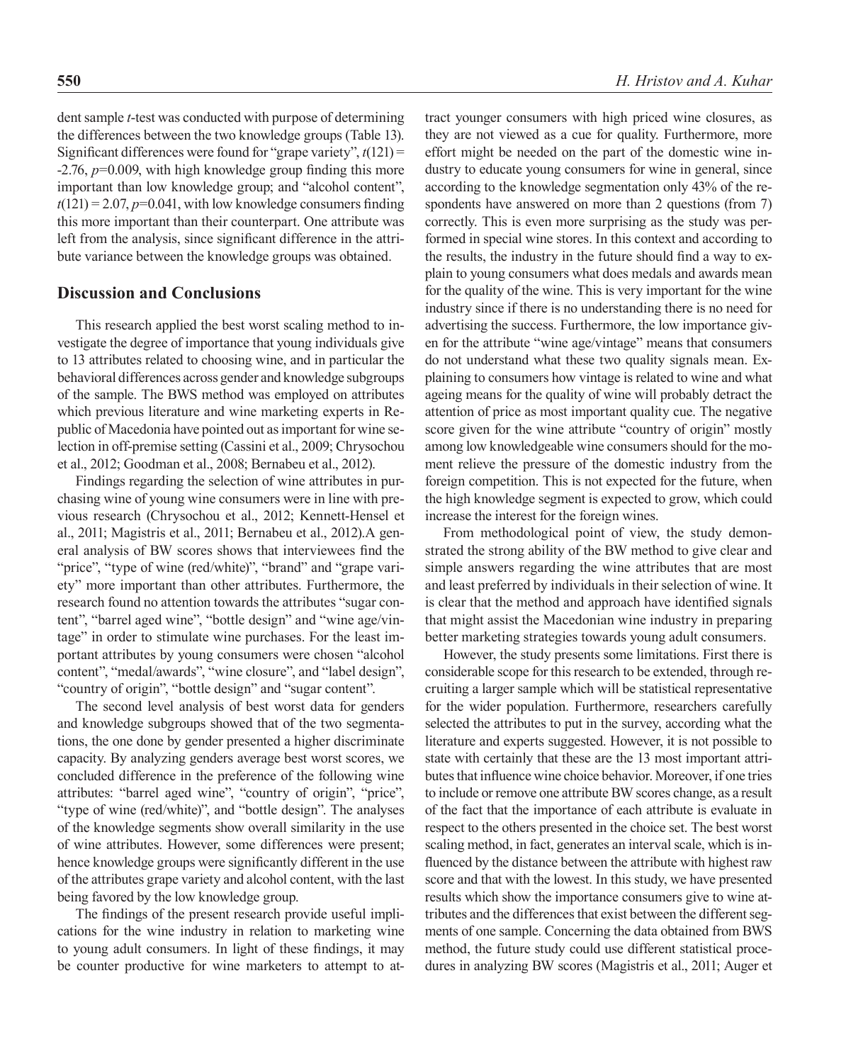dent sample *t*-test was conducted with purpose of determining the differences between the two knowledge groups (Table 13). Significant differences were found for "grape variety", $t(121) = -2.76$, $p=0.009$, with high knowledge group finding this more important than low knowledge group; and "alcohol content", $t(121) = 2.07$, $p=0.041$, with low knowledge consumers finding this more important than their counterpart. One attribute was left from the analysis, since significant difference in the attribute variance between the knowledge groups was obtained.

## Discussion and Conclusions

This research applied the best worst scaling method to investigate the degree of importance that young individuals give to 13 attributes related to choosing wine, and in particular the behavioral differences across gender and knowledge subgroups of the sample. The BWS method was employed on attributes which previous literature and wine marketing experts in Republic of Macedonia have pointed out as important for wine selection in off-premise setting (Cassini et al., 2009; Chrysochou et al., 2012; Goodman et al., 2008; Bernabeu et al., 2012).

Findings regarding the selection of wine attributes in purchasing wine of young wine consumers were in line with previous research (Chrysochou et al., 2012; Kennett-Hensel et al., 2011; Magistris et al., 2011; Bernabeu et al., 2012).A general analysis of BW scores shows that interviewees find the "price", "type of wine (red/white)", "brand" and "grape variety" more important than other attributes. Furthermore, the research found no attention towards the attributes "sugar content", "barrel aged wine", "bottle design" and "wine age/vintage" in order to stimulate wine purchases. For the least important attributes by young consumers were chosen "alcohol content", "medal/awards", "wine closure", and "label design", "country of origin", "bottle design" and "sugar content".

The second level analysis of best worst data for genders and knowledge subgroups showed that of the two segmentations, the one done by gender presented a higher discriminate capacity. By analyzing genders average best worst scores, we concluded difference in the preference of the following wine attributes: "barrel aged wine", "country of origin", "price", "type of wine (red/white)", and "bottle design". The analyses of the knowledge segments show overall similarity in the use of wine attributes. However, some differences were present; hence knowledge groups were significantly different in the use of the attributes grape variety and alcohol content, with the last being favored by the low knowledge group.

The findings of the present research provide useful implications for the wine industry in relation to marketing wine to young adult consumers. In light of these findings, it may be counter productive for wine marketers to attempt to attract younger consumers with high priced wine closures, as they are not viewed as a cue for quality. Furthermore, more effort might be needed on the part of the domestic wine industry to educate young consumers for wine in general, since according to the knowledge segmentation only 43% of the respondents have answered on more than 2 questions (from 7) correctly. This is even more surprising as the study was performed in special wine stores. In this context and according to the results, the industry in the future should find a way to explain to young consumers what does medals and awards mean for the quality of the wine. This is very important for the wine industry since if there is no understanding there is no need for advertising the success. Furthermore, the low importance given for the attribute "wine age/vintage" means that consumers do not understand what these two quality signals mean. Explaining to consumers how vintage is related to wine and what ageing means for the quality of wine will probably detract the attention of price as most important quality cue. The negative score given for the wine attribute "country of origin" mostly among low knowledgeable wine consumers should for the moment relieve the pressure of the domestic industry from the foreign competition. This is not expected for the future, when the high knowledge segment is expected to grow, which could increase the interest for the foreign wines.

From methodological point of view, the study demonstrated the strong ability of the BW method to give clear and simple answers regarding the wine attributes that are most and least preferred by individuals in their selection of wine. It is clear that the method and approach have identified signals that might assist the Macedonian wine industry in preparing better marketing strategies towards young adult consumers.

However, the study presents some limitations. First there is considerable scope for this research to be extended, through recruiting a larger sample which will be statistical representative for the wider population. Furthermore, researchers carefully selected the attributes to put in the survey, according what the literature and experts suggested. However, it is not possible to state with certainly that these are the 13 most important attributes that influence wine choice behavior. Moreover, if one tries to include or remove one attribute BW scores change, as a result of the fact that the importance of each attribute is evaluate in respect to the others presented in the choice set. The best worst scaling method, in fact, generates an interval scale, which is influenced by the distance between the attribute with highest raw score and that with the lowest. In this study, we have presented results which show the importance consumers give to wine attributes and the differences that exist between the different segments of one sample. Concerning the data obtained from BWS method, the future study could use different statistical procedures in analyzing BW scores (Magistris et al., 2011; Auger et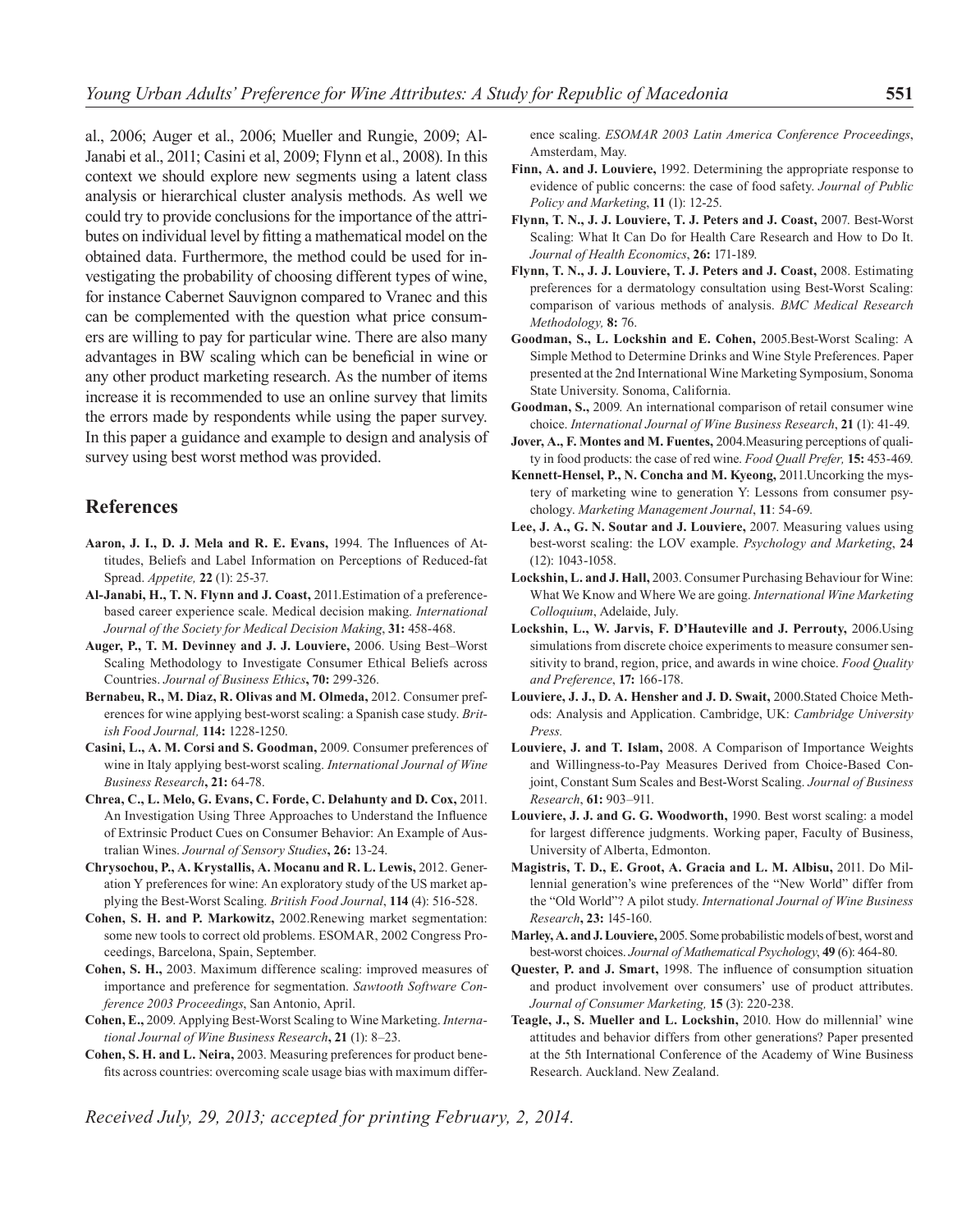al., 2006; Auger et al., 2006; Mueller and Rungie, 2009; Al-Janabi et al., 2011; Casini et al, 2009; Flynn et al., 2008). In this context we should explore new segments using a latent class analysis or hierarchical cluster analysis methods. As well we could try to provide conclusions for the importance of the attributes on individual level by fitting a mathematical model on the obtained data. Furthermore, the method could be used for investigating the probability of choosing different types of wine, for instance Cabernet Sauvignon compared to Vranec and this can be complemented with the question what price consumers are willing to pay for particular wine. There are also many advantages in BW scaling which can be beneficial in wine or any other product marketing research. As the number of items increase it is recommended to use an online survey that limits the errors made by respondents while using the paper survey. In this paper a guidance and example to design and analysis of survey using best worst method was provided.

## References

**Aaron, J. I., D. J. Mela and R. E. Evans,** 1994. The Influences of Attitudes, Beliefs and Label Information on Perceptions of Reduced-fat Spread. *Appetite,* **22** (1): 25-37.

**Al-Janabi, H., T. N. Flynn and J. Coast,** 2011.Estimation of a preference-based career experience scale. Medical decision making. *International Journal of the Society for Medical Decision Making*, **31:** 458-468.

**Auger, P., T. M. Devinney and J. J. Louviere,** 2006. Using Best–Worst Scaling Methodology to Investigate Consumer Ethical Beliefs across Countries. *Journal of Business Ethics*, **70:** 299-326.

**Bernabeu, R., M. Diaz, R. Olivas and M. Olmeda,** 2012. Consumer preferences for wine applying best-worst scaling: a Spanish case study. *British Food Journal,* **114:** 1228-1250.

**Casini, L., A. M. Corsi and S. Goodman,** 2009. Consumer preferences of wine in Italy applying best-worst scaling. *International Journal of Wine Business Research*, **21:** 64-78.

**Chrea, C., L. Melo, G. Evans, C. Forde, C. Delahunty and D. Cox,** 2011. An Investigation Using Three Approaches to Understand the Influence of Extrinsic Product Cues on Consumer Behavior: An Example of Australian Wines. *Journal of Sensory Studies*, **26:** 13-24.

**Chrysochou, P., A. Krystallis, A. Mocanu and R. L. Lewis,** 2012. Generation Y preferences for wine: An exploratory study of the US market applying the Best-Worst Scaling. *British Food Journal*, **114** (4): 516-528.

**Cohen, S. H. and P. Markowitz,** 2002.Renewing market segmentation: some new tools to correct old problems. ESOMAR, 2002 Congress Proceedings, Barcelona, Spain, September.

**Cohen, S. H.,** 2003. Maximum difference scaling: improved measures of importance and preference for segmentation. *Sawtooth Software Conference 2003 Proceedings*, San Antonio, April.

**Cohen, E.,** 2009. Applying Best-Worst Scaling to Wine Marketing. *International Journal of Wine Business Research*, **21** (1): 8–23.

**Cohen, S. H. and L. Neira,** 2003. Measuring preferences for product benefits across countries: overcoming scale usage bias with maximum difference scaling. *ESOMAR 2003 Latin America Conference Proceedings*, Amsterdam, May.

**Finn, A. and J. Louviere,** 1992. Determining the appropriate response to evidence of public concerns: the case of food safety. *Journal of Public Policy and Marketing*, **11** (1): 12-25.

**Flynn, T. N., J. J. Louviere, T. J. Peters and J. Coast,** 2007. Best-Worst Scaling: What It Can Do for Health Care Research and How to Do It. *Journal of Health Economics*, **26:** 171-189.

**Flynn, T. N., J. J. Louviere, T. J. Peters and J. Coast,** 2008. Estimating preferences for a dermatology consultation using Best-Worst Scaling: comparison of various methods of analysis. *BMC Medical Research Methodology,* **8:** 76.

**Goodman, S., L. Lockshin and E. Cohen,** 2005.Best-Worst Scaling: A Simple Method to Determine Drinks and Wine Style Preferences. Paper presented at the 2nd International Wine Marketing Symposium, Sonoma State University. Sonoma, California.

**Goodman, S.,** 2009. An international comparison of retail consumer wine choice. *International Journal of Wine Business Research*, **21** (1): 41-49.

**Jover, A., F. Montes and M. Fuentes,** 2004.Measuring perceptions of quality in food products: the case of red wine. *Food Quall Prefer,* **15:** 453-469.

**Kennett-Hensel, P., N. Concha and M. Kyeong,** 2011.Uncorking the mystery of marketing wine to generation Y: Lessons from consumer psychology. *Marketing Management Journal*, **11**: 54-69.

**Lee, J. A., G. N. Soutar and J. Louviere,** 2007. Measuring values using best-worst scaling: the LOV example. *Psychology and Marketing*, **24** (12): 1043-1058.

**Lockshin, L. and J. Hall,** 2003. Consumer Purchasing Behaviour for Wine: What We Know and Where We are going. *International Wine Marketing Colloquium*, Adelaide, July.

**Lockshin, L., W. Jarvis, F. D'Hauteville and J. Perrouty,** 2006.Using simulations from discrete choice experiments to measure consumer sensitivity to brand, region, price, and awards in wine choice. *Food Quality and Preference*, **17:** 166-178.

**Louviere, J. J., D. A. Hensher and J. D. Swait,** 2000.Stated Choice Methods: Analysis and Application. Cambridge, UK: *Cambridge University Press.*

**Louviere, J. and T. Islam,** 2008. A Comparison of Importance Weights and Willingness-to-Pay Measures Derived from Choice-Based Conjoint, Constant Sum Scales and Best-Worst Scaling. *Journal of Business Research*, **61:** 903–911.

**Louviere, J. J. and G. G. Woodworth,** 1990. Best worst scaling: a model for largest difference judgments. Working paper, Faculty of Business, University of Alberta, Edmonton.

**Magistris, T. D., E. Groot, A. Gracia and L. M. Albisu,** 2011. Do Millennial generation's wine preferences of the "New World" differ from the "Old World"? A pilot study. *International Journal of Wine Business Research*, **23:** 145-160.

**Marley, A. and J. Louviere,** 2005. Some probabilistic models of best, worst and best-worst choices. *Journal of Mathematical Psychology*, **49** (6): 464-80.

**Quester, P. and J. Smart,** 1998. The influence of consumption situation and product involvement over consumers' use of product attributes. *Journal of Consumer Marketing,* **15** (3): 220-238.

**Teagle, J., S. Mueller and L. Lockshin,** 2010. How do millennial' wine attitudes and behavior differs from other generations? Paper presented at the 5th International Conference of the Academy of Wine Business Research. Auckland. New Zealand.

*Received July, 29, 2013; accepted for printing February, 2, 2014.*